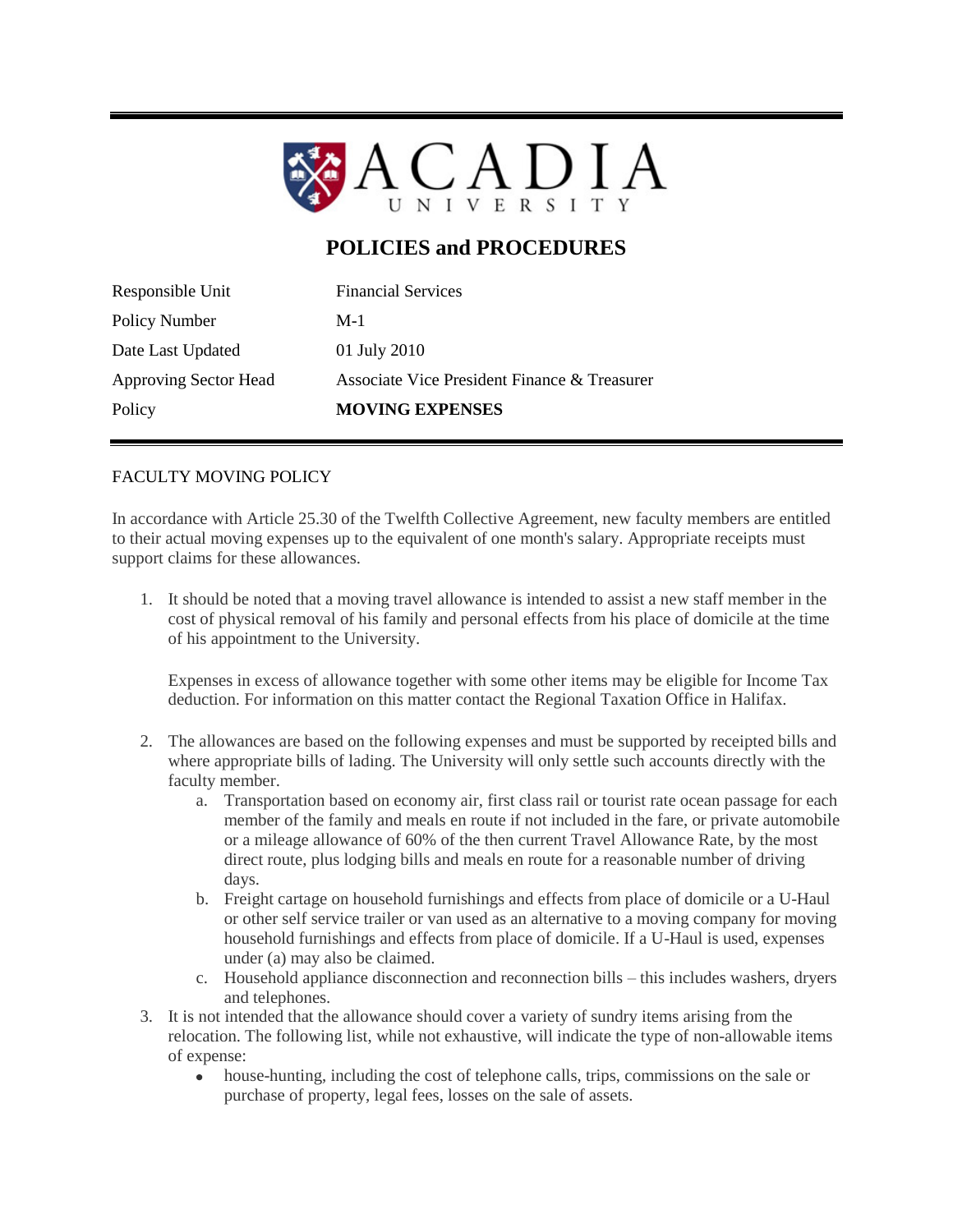# ACADIA UNIVERSITY

## POLICIES and PROCEDURES

| | |
|---|---|
| Responsible Unit | Financial Services |
| Policy Number | M-1 |
| Date Last Updated | 01 July 2010 |
| Approving Sector Head | Associate Vice President Finance & Treasurer |
| Policy | **MOVING EXPENSES** |

FACULTY MOVING POLICY

In accordance with Article 25.30 of the Twelfth Collective Agreement, new faculty members are entitled to their actual moving expenses up to the equivalent of one month's salary. Appropriate receipts must support claims for these allowances.

1. It should be noted that a moving travel allowance is intended to assist a new staff member in the cost of physical removal of his family and personal effects from his place of domicile at the time of his appointment to the University.

   Expenses in excess of allowance together with some other items may be eligible for Income Tax deduction. For information on this matter contact the Regional Taxation Office in Halifax.

2. The allowances are based on the following expenses and must be supported by receipted bills and where appropriate bills of lading. The University will only settle such accounts directly with the faculty member.
   a. Transportation based on economy air, first class rail or tourist rate ocean passage for each member of the family and meals en route if not included in the fare, or private automobile or a mileage allowance of 60% of the then current Travel Allowance Rate, by the most direct route, plus lodging bills and meals en route for a reasonable number of driving days.
   b. Freight cartage on household furnishings and effects from place of domicile or a U-Haul or other self service trailer or van used as an alternative to a moving company for moving household furnishings and effects from place of domicile. If a U-Haul is used, expenses under (a) may also be claimed.
   c. Household appliance disconnection and reconnection bills – this includes washers, dryers and telephones.
3. It is not intended that the allowance should cover a variety of sundry items arising from the relocation. The following list, while not exhaustive, will indicate the type of non-allowable items of expense:
   - house-hunting, including the cost of telephone calls, trips, commissions on the sale or purchase of property, legal fees, losses on the sale of assets.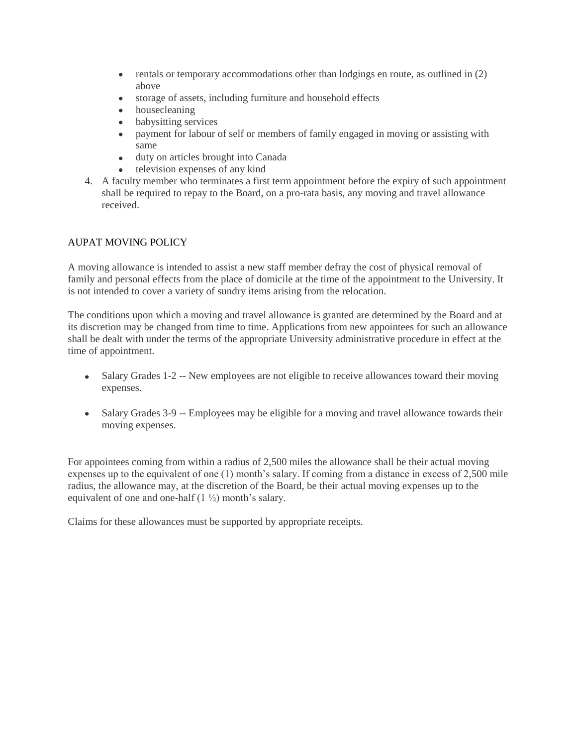- rentals or temporary accommodations other than lodgings en route, as outlined in (2) above
- storage of assets, including furniture and household effects
- housecleaning
- babysitting services
- payment for labour of self or members of family engaged in moving or assisting with same
- duty on articles brought into Canada
- television expenses of any kind

4. A faculty member who terminates a first term appointment before the expiry of such appointment shall be required to repay to the Board, on a pro-rata basis, any moving and travel allowance received.

## AUPAT MOVING POLICY

A moving allowance is intended to assist a new staff member defray the cost of physical removal of family and personal effects from the place of domicile at the time of the appointment to the University. It is not intended to cover a variety of sundry items arising from the relocation.

The conditions upon which a moving and travel allowance is granted are determined by the Board and at its discretion may be changed from time to time. Applications from new appointees for such an allowance shall be dealt with under the terms of the appropriate University administrative procedure in effect at the time of appointment.

- Salary Grades 1-2 -- New employees are not eligible to receive allowances toward their moving expenses.
- Salary Grades 3-9 -- Employees may be eligible for a moving and travel allowance towards their moving expenses.

For appointees coming from within a radius of 2,500 miles the allowance shall be their actual moving expenses up to the equivalent of one (1) month's salary. If coming from a distance in excess of 2,500 mile radius, the allowance may, at the discretion of the Board, be their actual moving expenses up to the equivalent of one and one-half (1 ½) month's salary.

Claims for these allowances must be supported by appropriate receipts.